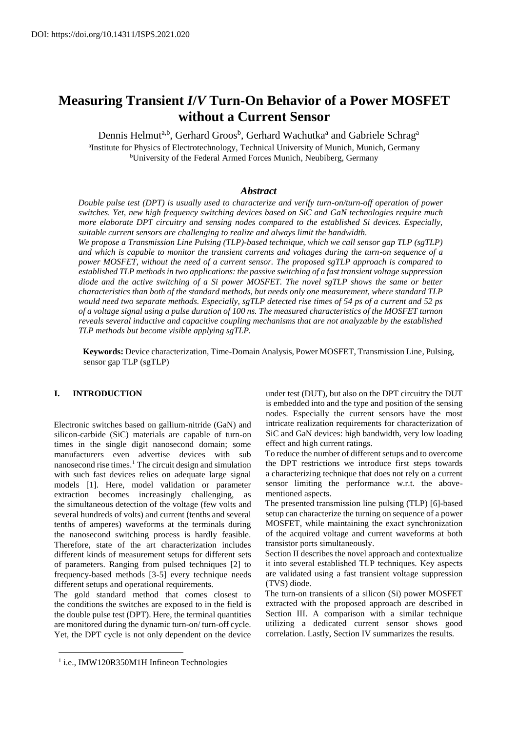DOI: https://doi.org/10.14311/ISPS.2021.020

# Measuring Transient *I/V* Turn-On Behavior of a Power MOSFET without a Current Sensor

Dennis Helmut[a,b], Gerhard Groos[b], Gerhard Wachutka[a] and Gabriele Schrag[a]

[a]Institute for Physics of Electrotechnology, Technical University of Munich, Munich, Germany
[b]University of the Federal Armed Forces Munich, Neubiberg, Germany

## *Abstract*

*Double pulse test (DPT) is usually used to characterize and verify turn-on/turn-off operation of power switches. Yet, new high frequency switching devices based on SiC and GaN technologies require much more elaborate DPT circuitry and sensing nodes compared to the established Si devices. Especially, suitable current sensors are challenging to realize and always limit the bandwidth.*

*We propose a Transmission Line Pulsing (TLP)-based technique, which we call sensor gap TLP (sgTLP) and which is capable to monitor the transient currents and voltages during the turn-on sequence of a power MOSFET, without the need of a current sensor. The proposed sgTLP approach is compared to established TLP methods in two applications: the passive switching of a fast transient voltage suppression diode and the active switching of a Si power MOSFET. The novel sgTLP shows the same or better characteristics than both of the standard methods, but needs only one measurement, where standard TLP would need two separate methods. Especially, sgTLP detected rise times of 54 ps of a current and 52 ps of a voltage signal using a pulse duration of 100 ns. The measured characteristics of the MOSFET turnon reveals several inductive and capacitive coupling mechanisms that are not analyzable by the established TLP methods but become visible applying sgTLP.*

**Keywords:** Device characterization, Time-Domain Analysis, Power MOSFET, Transmission Line, Pulsing, sensor gap TLP (sgTLP)

## I. INTRODUCTION

Electronic switches based on gallium-nitride (GaN) and silicon-carbide (SiC) materials are capable of turn-on times in the single digit nanosecond domain; some manufacturers even advertise devices with sub nanosecond rise times.[1] The circuit design and simulation with such fast devices relies on adequate large signal models [1]. Here, model validation or parameter extraction becomes increasingly challenging, as the simultaneous detection of the voltage (few volts and several hundreds of volts) and current (tenths and several tenths of amperes) waveforms at the terminals during the nanosecond switching process is hardly feasible. Therefore, state of the art characterization includes different kinds of measurement setups for different sets of parameters. Ranging from pulsed techniques [2] to frequency-based methods [3-5] every technique needs different setups and operational requirements.

The gold standard method that comes closest to the conditions the switches are exposed to in the field is the double pulse test (DPT). Here, the terminal quantities are monitored during the dynamic turn-on/ turn-off cycle. Yet, the DPT cycle is not only dependent on the device under test (DUT), but also on the DPT circuitry the DUT is embedded into and the type and position of the sensing nodes. Especially the current sensors have the most intricate realization requirements for characterization of SiC and GaN devices: high bandwidth, very low loading effect and high current ratings.

To reduce the number of different setups and to overcome the DPT restrictions we introduce first steps towards a characterizing technique that does not rely on a current sensor limiting the performance w.r.t. the above-mentioned aspects.

The presented transmission line pulsing (TLP) [6]-based setup can characterize the turning on sequence of a power MOSFET, while maintaining the exact synchronization of the acquired voltage and current waveforms at both transistor ports simultaneously.

Section II describes the novel approach and contextualize it into several established TLP techniques. Key aspects are validated using a fast transient voltage suppression (TVS) diode.

The turn-on transients of a silicon (Si) power MOSFET extracted with the proposed approach are described in Section III. A comparison with a similar technique utilizing a dedicated current sensor shows good correlation. Lastly, Section IV summarizes the results.

[1] i.e., IMW120R350M1H Infineon Technologies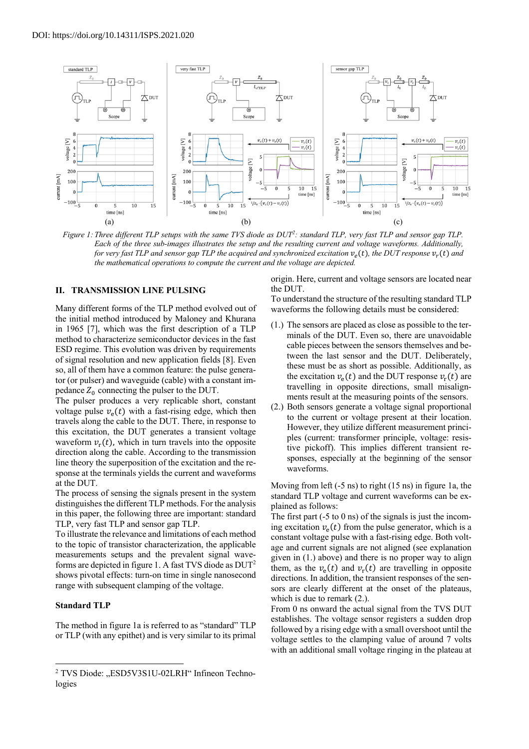DOI: https://doi.org/10.14311/ISPS.2021.020

*Figure 1: Three different TLP setups with the same TVS diode as DUT[2]: standard TLP, very fast TLP and sensor gap TLP. Each of the three sub-images illustrates the setup and the resulting current and voltage waveforms. Additionally, for very fast TLP and sensor gap TLP the acquired and synchronized excitation $v_e(t)$, the DUT response $v_r(t)$ and the mathematical operations to compute the current and the voltage are depicted.*

## II. TRANSMISSION LINE PULSING

Many different forms of the TLP method evolved out of the initial method introduced by Maloney and Khurana in 1965 [7], which was the first description of a TLP method to characterize semiconductor devices in the fast ESD regime. This evolution was driven by requirements of signal resolution and new application fields [8]. Even so, all of them have a common feature: the pulse generator (or pulser) and waveguide (cable) with a constant impedance $Z_0$ connecting the pulser to the DUT.

The pulser produces a very replicable short, constant voltage pulse $v_e(t)$ with a fast-rising edge, which then travels along the cable to the DUT. There, in response to this excitation, the DUT generates a transient voltage waveform $v_r(t)$, which in turn travels into the opposite direction along the cable. According to the transmission line theory the superposition of the excitation and the response at the terminals yields the current and waveforms at the DUT.

The process of sensing the signals present in the system distinguishes the different TLP methods. For the analysis in this paper, the following three are important: standard TLP, very fast TLP and sensor gap TLP.

To illustrate the relevance and limitations of each method to the topic of transistor characterization, the applicable measurements setups and the prevalent signal waveforms are depicted in figure 1. A fast TVS diode as DUT[2] shows pivotal effects: turn-on time in single nanosecond range with subsequent clamping of the voltage.

### Standard TLP

The method in figure 1a is referred to as "standard" TLP or TLP (with any epithet) and is very similar to its primal origin. Here, current and voltage sensors are located near the DUT.

To understand the structure of the resulting standard TLP waveforms the following details must be considered:

(1.) The sensors are placed as close as possible to the terminals of the DUT. Even so, there are unavoidable cable pieces between the sensors themselves and between the last sensor and the DUT. Deliberately, these must be as short as possible. Additionally, as the excitation $v_e(t)$ and the DUT response $v_r(t)$ are travelling in opposite directions, small misalignments result at the measuring points of the sensors.

(2.) Both sensors generate a voltage signal proportional to the current or voltage present at their location. However, they utilize different measurement principles (current: transformer principle, voltage: resistive pickoff). This implies different transient responses, especially at the beginning of the sensor waveforms.

Moving from left (-5 ns) to right (15 ns) in figure 1a, the standard TLP voltage and current waveforms can be explained as follows:

The first part (-5 to 0 ns) of the signals is just the incoming excitation $v_e(t)$ from the pulse generator, which is a constant voltage pulse with a fast-rising edge. Both voltage and current signals are not aligned (see explanation given in (1.) above) and there is no proper way to align them, as the $v_e(t)$ and $v_r(t)$ are travelling in opposite directions. In addition, the transient responses of the sensors are clearly different at the onset of the plateaus, which is due to remark (2.).

From 0 ns onward the actual signal from the TVS DUT establishes. The voltage sensor registers a sudden drop followed by a rising edge with a small overshoot until the voltage settles to the clamping value of around 7 volts with an additional small voltage ringing in the plateau at

---

[2] TVS Diode: „ESD5V3S1U-02LRH" Infineon Technologies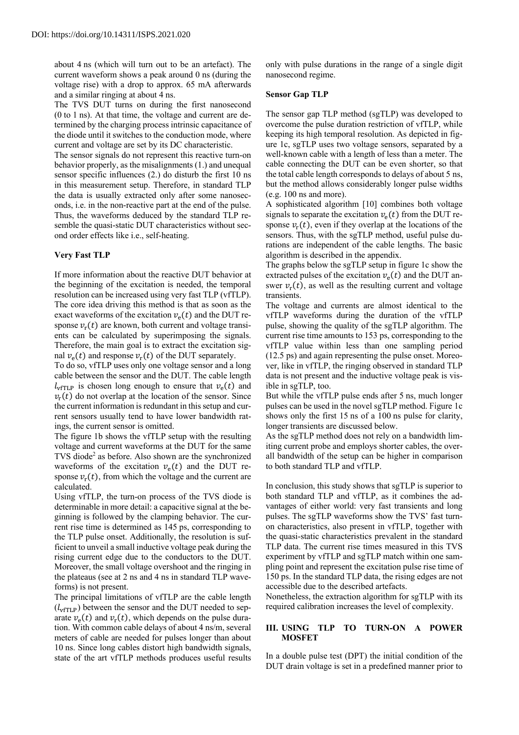DOI: https://doi.org/10.14311/ISPS.2021.020

about 4 ns (which will turn out to be an artefact). The current waveform shows a peak around 0 ns (during the voltage rise) with a drop to approx. 65 mA afterwards and a similar ringing at about 4 ns.

The TVS DUT turns on during the first nanosecond (0 to 1 ns). At that time, the voltage and current are determined by the charging process intrinsic capacitance of the diode until it switches to the conduction mode, where current and voltage are set by its DC characteristic.

The sensor signals do not represent this reactive turn-on behavior properly, as the misalignments (1.) and unequal sensor specific influences (2.) do disturb the first 10 ns in this measurement setup. Therefore, in standard TLP the data is usually extracted only after some nanoseconds, i.e. in the non-reactive part at the end of the pulse. Thus, the waveforms deduced by the standard TLP resemble the quasi-static DUT characteristics without second order effects like i.e., self-heating.

**Very Fast TLP**

If more information about the reactive DUT behavior at the beginning of the excitation is needed, the temporal resolution can be increased using very fast TLP (vfTLP). The core idea driving this method is that as soon as the exact waveforms of the excitation $v_\mathrm{e}(t)$ and the DUT response $v_\mathrm{r}(t)$ are known, both current and voltage transients can be calculated by superimposing the signals. Therefore, the main goal is to extract the excitation signal $v_\mathrm{e}(t)$ and response $v_\mathrm{r}(t)$ of the DUT separately.

To do so, vfTLP uses only one voltage sensor and a long cable between the sensor and the DUT. The cable length $l_\mathrm{vfTLP}$ is chosen long enough to ensure that $v_\mathrm{e}(t)$ and $v_\mathrm{r}(t)$ do not overlap at the location of the sensor. Since the current information is redundant in this setup and current sensors usually tend to have lower bandwidth ratings, the current sensor is omitted.

The figure 1b shows the vfTLP setup with the resulting voltage and current waveforms at the DUT for the same TVS diode[2] as before. Also shown are the synchronized waveforms of the excitation $v_\mathrm{e}(t)$ and the DUT response $v_\mathrm{r}(t)$, from which the voltage and the current are calculated.

Using vfTLP, the turn-on process of the TVS diode is determinable in more detail: a capacitive signal at the beginning is followed by the clamping behavior. The current rise time is determined as 145 ps, corresponding to the TLP pulse onset. Additionally, the resolution is sufficient to unveil a small inductive voltage peak during the rising current edge due to the conductors to the DUT. Moreover, the small voltage overshoot and the ringing in the plateaus (see at 2 ns and 4 ns in standard TLP waveforms) is not present.

The principal limitations of vfTLP are the cable length ($l_\mathrm{vfTLP}$) between the sensor and the DUT needed to separate $v_\mathrm{e}(t)$ and $v_\mathrm{r}(t)$, which depends on the pulse duration. With common cable delays of about 4 ns/m, several meters of cable are needed for pulses longer than about 10 ns. Since long cables distort high bandwidth signals, state of the art vfTLP methods produces useful results only with pulse durations in the range of a single digit nanosecond regime.

**Sensor Gap TLP**

The sensor gap TLP method (sgTLP) was developed to overcome the pulse duration restriction of vfTLP, while keeping its high temporal resolution. As depicted in figure 1c, sgTLP uses two voltage sensors, separated by a well-known cable with a length of less than a meter. The cable connecting the DUT can be even shorter, so that the total cable length corresponds to delays of about 5 ns, but the method allows considerably longer pulse widths (e.g. 100 ns and more).

A sophisticated algorithm [10] combines both voltage signals to separate the excitation $v_\mathrm{e}(t)$ from the DUT response $v_\mathrm{r}(t)$, even if they overlap at the locations of the sensors. Thus, with the sgTLP method, useful pulse durations are independent of the cable lengths. The basic algorithm is described in the appendix.

The graphs below the sgTLP setup in figure 1c show the extracted pulses of the excitation $v_\mathrm{e}(t)$ and the DUT answer $v_\mathrm{r}(t)$, as well as the resulting current and voltage transients.

The voltage and currents are almost identical to the vfTLP waveforms during the duration of the vfTLP pulse, showing the quality of the sgTLP algorithm. The current rise time amounts to 153 ps, corresponding to the vfTLP value within less than one sampling period (12.5 ps) and again representing the pulse onset. Moreover, like in vfTLP, the ringing observed in standard TLP data is not present and the inductive voltage peak is visible in sgTLP, too.

But while the vfTLP pulse ends after 5 ns, much longer pulses can be used in the novel sgTLP method. Figure 1c shows only the first 15 ns of a 100 ns pulse for clarity, longer transients are discussed below.

As the sgTLP method does not rely on a bandwidth limiting current probe and employs shorter cables, the overall bandwidth of the setup can be higher in comparison to both standard TLP and vfTLP.

In conclusion, this study shows that sgTLP is superior to both standard TLP and vfTLP, as it combines the advantages of either world: very fast transients and long pulses. The sgTLP waveforms show the TVS' fast turn-on characteristics, also present in vfTLP, together with the quasi-static characteristics prevalent in the standard TLP data. The current rise times measured in this TVS experiment by vfTLP and sgTLP match within one sampling point and represent the excitation pulse rise time of 150 ps. In the standard TLP data, the rising edges are not accessible due to the described artefacts.

Nonetheless, the extraction algorithm for sgTLP with its required calibration increases the level of complexity.

## III. USING TLP TO TURN-ON A POWER MOSFET

In a double pulse test (DPT) the initial condition of the DUT drain voltage is set in a predefined manner prior to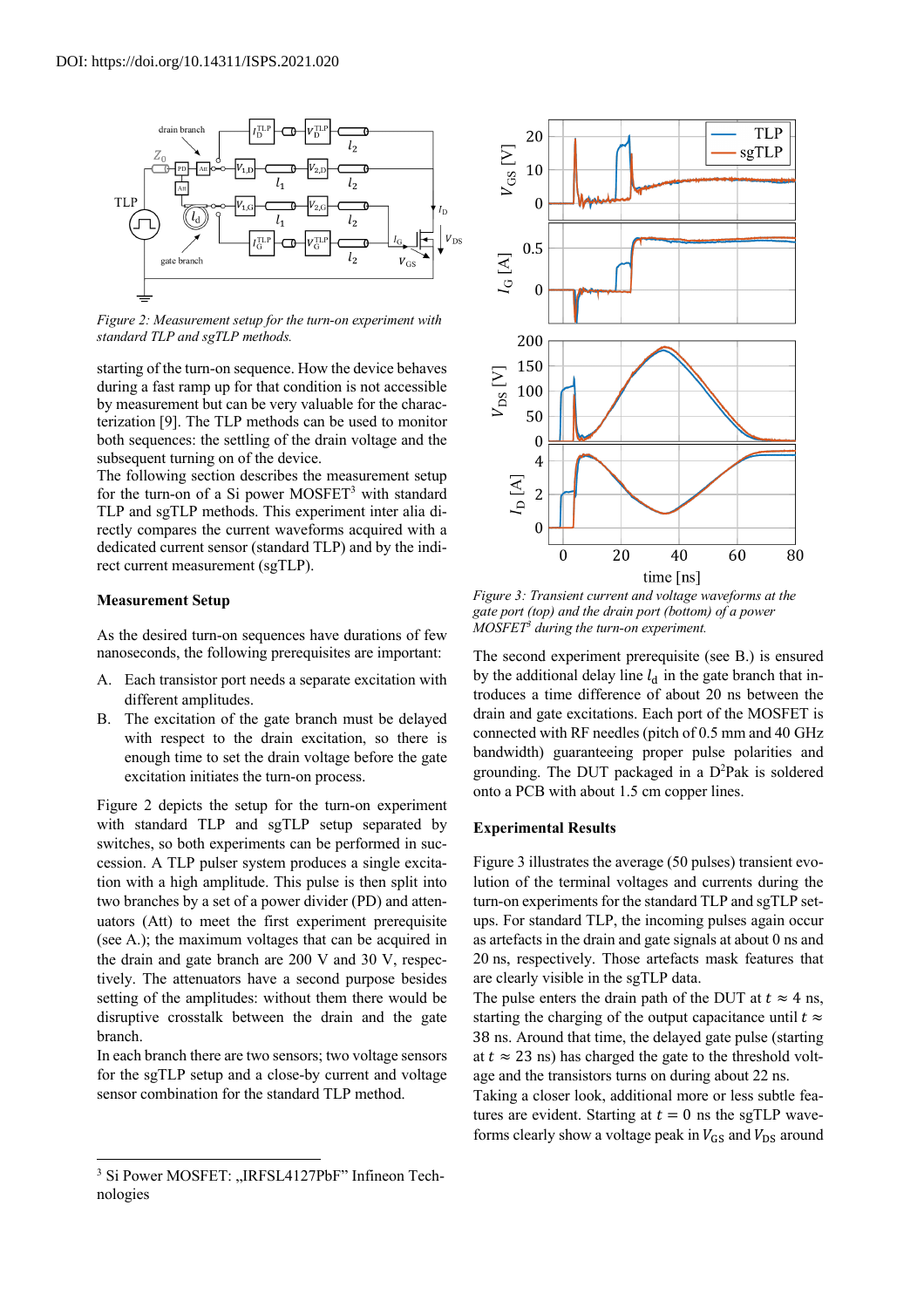DOI: https://doi.org/10.14311/ISPS.2021.020

*Figure 2: Measurement setup for the turn-on experiment with standard TLP and sgTLP methods.*

starting of the turn-on sequence. How the device behaves during a fast ramp up for that condition is not accessible by measurement but can be very valuable for the characterization [9]. The TLP methods can be used to monitor both sequences: the settling of the drain voltage and the subsequent turning on of the device.

The following section describes the measurement setup for the turn-on of a Si power MOSFET[3] with standard TLP and sgTLP methods. This experiment inter alia directly compares the current waveforms acquired with a dedicated current sensor (standard TLP) and by the indirect current measurement (sgTLP).

### Measurement Setup

As the desired turn-on sequences have durations of few nanoseconds, the following prerequisites are important:

A. Each transistor port needs a separate excitation with different amplitudes.

B. The excitation of the gate branch must be delayed with respect to the drain excitation, so there is enough time to set the drain voltage before the gate excitation initiates the turn-on process.

Figure 2 depicts the setup for the turn-on experiment with standard TLP and sgTLP setup separated by switches, so both experiments can be performed in succession. A TLP pulser system produces a single excitation with a high amplitude. This pulse is then split into two branches by a set of a power divider (PD) and attenuators (Att) to meet the first experiment prerequisite (see A.); the maximum voltages that can be acquired in the drain and gate branch are 200 V and 30 V, respectively. The attenuators have a second purpose besides setting of the amplitudes: without them there would be disruptive crosstalk between the drain and the gate branch.

In each branch there are two sensors; two voltage sensors for the sgTLP setup and a close-by current and voltage sensor combination for the standard TLP method.

*Figure 3: Transient current and voltage waveforms at the gate port (top) and the drain port (bottom) of a power MOSFET[3] during the turn-on experiment.*

The second experiment prerequisite (see B.) is ensured by the additional delay line $l_d$ in the gate branch that introduces a time difference of about 20 ns between the drain and gate excitations. Each port of the MOSFET is connected with RF needles (pitch of 0.5 mm and 40 GHz bandwidth) guaranteeing proper pulse polarities and grounding. The DUT packaged in a D[2]Pak is soldered onto a PCB with about 1.5 cm copper lines.

### Experimental Results

Figure 3 illustrates the average (50 pulses) transient evolution of the terminal voltages and currents during the turn-on experiments for the standard TLP and sgTLP setups. For standard TLP, the incoming pulses again occur as artefacts in the drain and gate signals at about 0 ns and 20 ns, respectively. Those artefacts mask features that are clearly visible in the sgTLP data.

The pulse enters the drain path of the DUT at $t \approx 4$ ns, starting the charging of the output capacitance until $t \approx 38$ ns. Around that time, the delayed gate pulse (starting at $t \approx 23$ ns) has charged the gate to the threshold voltage and the transistors turns on during about 22 ns.

Taking a closer look, additional more or less subtle features are evident. Starting at $t = 0$ ns the sgTLP waveforms clearly show a voltage peak in $V_{GS}$ and $V_{DS}$ around

---

[3] Si Power MOSFET: „IRFSL4127PbF" Infineon Technologies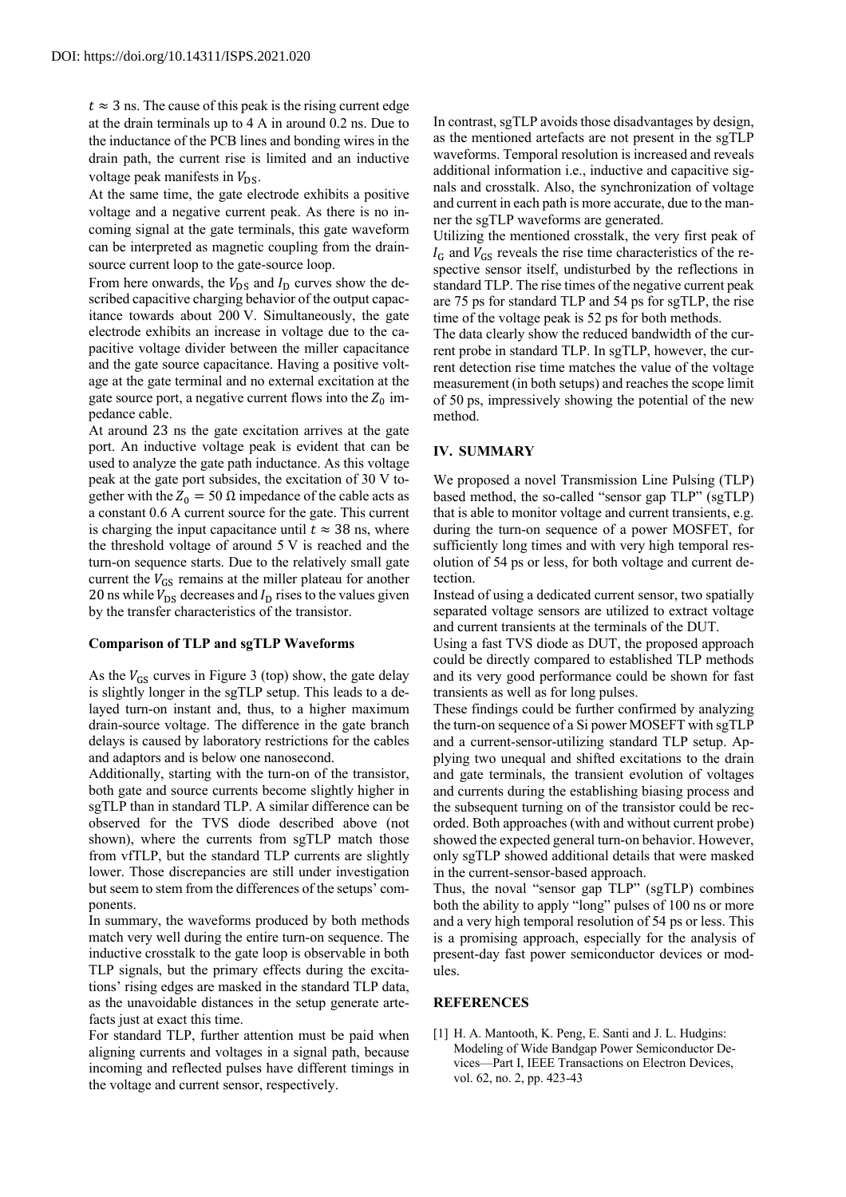$t \approx 3$ ns. The cause of this peak is the rising current edge at the drain terminals up to 4 A in around 0.2 ns. Due to the inductance of the PCB lines and bonding wires in the drain path, the current rise is limited and an inductive voltage peak manifests in $V_{DS}$.

At the same time, the gate electrode exhibits a positive voltage and a negative current peak. As there is no incoming signal at the gate terminals, this gate waveform can be interpreted as magnetic coupling from the drain-source current loop to the gate-source loop.

From here onwards, the $V_{DS}$ and $I_D$ curves show the described capacitive charging behavior of the output capacitance towards about 200 V. Simultaneously, the gate electrode exhibits an increase in voltage due to the capacitive voltage divider between the miller capacitance and the gate source capacitance. Having a positive voltage at the gate terminal and no external excitation at the gate source port, a negative current flows into the $Z_0$ impedance cable.

At around 23 ns the gate excitation arrives at the gate port. An inductive voltage peak is evident that can be used to analyze the gate path inductance. As this voltage peak at the gate port subsides, the excitation of 30 V together with the $Z_0 = 50\ \Omega$ impedance of the cable acts as a constant 0.6 A current source for the gate. This current is charging the input capacitance until $t \approx 38$ ns, where the threshold voltage of around 5 V is reached and the turn-on sequence starts. Due to the relatively small gate current the $V_{GS}$ remains at the miller plateau for another 20 ns while $V_{DS}$ decreases and $I_D$ rises to the values given by the transfer characteristics of the transistor.

### Comparison of TLP and sgTLP Waveforms

As the $V_{GS}$ curves in Figure 3 (top) show, the gate delay is slightly longer in the sgTLP setup. This leads to a delayed turn-on instant and, thus, to a higher maximum drain-source voltage. The difference in the gate branch delays is caused by laboratory restrictions for the cables and adaptors and is below one nanosecond.

Additionally, starting with the turn-on of the transistor, both gate and source currents become slightly higher in sgTLP than in standard TLP. A similar difference can be observed for the TVS diode described above (not shown), where the currents from sgTLP match those from vfTLP, but the standard TLP currents are slightly lower. Those discrepancies are still under investigation but seem to stem from the differences of the setups' components.

In summary, the waveforms produced by both methods match very well during the entire turn-on sequence. The inductive crosstalk to the gate loop is observable in both TLP signals, but the primary effects during the excitations' rising edges are masked in the standard TLP data, as the unavoidable distances in the setup generate artefacts just at exact this time.

For standard TLP, further attention must be paid when aligning currents and voltages in a signal path, because incoming and reflected pulses have different timings in the voltage and current sensor, respectively.

In contrast, sgTLP avoids those disadvantages by design, as the mentioned artefacts are not present in the sgTLP waveforms. Temporal resolution is increased and reveals additional information i.e., inductive and capacitive signals and crosstalk. Also, the synchronization of voltage and current in each path is more accurate, due to the manner the sgTLP waveforms are generated.

Utilizing the mentioned crosstalk, the very first peak of $I_G$ and $V_{GS}$ reveals the rise time characteristics of the respective sensor itself, undisturbed by the reflections in standard TLP. The rise times of the negative current peak are 75 ps for standard TLP and 54 ps for sgTLP, the rise time of the voltage peak is 52 ps for both methods.

The data clearly show the reduced bandwidth of the current probe in standard TLP. In sgTLP, however, the current detection rise time matches the value of the voltage measurement (in both setups) and reaches the scope limit of 50 ps, impressively showing the potential of the new method.

## IV. SUMMARY

We proposed a novel Transmission Line Pulsing (TLP) based method, the so-called "sensor gap TLP" (sgTLP) that is able to monitor voltage and current transients, e.g. during the turn-on sequence of a power MOSFET, for sufficiently long times and with very high temporal resolution of 54 ps or less, for both voltage and current detection.

Instead of using a dedicated current sensor, two spatially separated voltage sensors are utilized to extract voltage and current transients at the terminals of the DUT.

Using a fast TVS diode as DUT, the proposed approach could be directly compared to established TLP methods and its very good performance could be shown for fast transients as well as for long pulses.

These findings could be further confirmed by analyzing the turn-on sequence of a Si power MOSEFT with sgTLP and a current-sensor-utilizing standard TLP setup. Applying two unequal and shifted excitations to the drain and gate terminals, the transient evolution of voltages and currents during the establishing biasing process and the subsequent turning on of the transistor could be recorded. Both approaches (with and without current probe) showed the expected general turn-on behavior. However, only sgTLP showed additional details that were masked in the current-sensor-based approach.

Thus, the noval "sensor gap TLP" (sgTLP) combines both the ability to apply "long" pulses of 100 ns or more and a very high temporal resolution of 54 ps or less. This is a promising approach, especially for the analysis of present-day fast power semiconductor devices or modules.

## REFERENCES

[1] H. A. Mantooth, K. Peng, E. Santi and J. L. Hudgins: Modeling of Wide Bandgap Power Semiconductor Devices—Part I, IEEE Transactions on Electron Devices, vol. 62, no. 2, pp. 423-43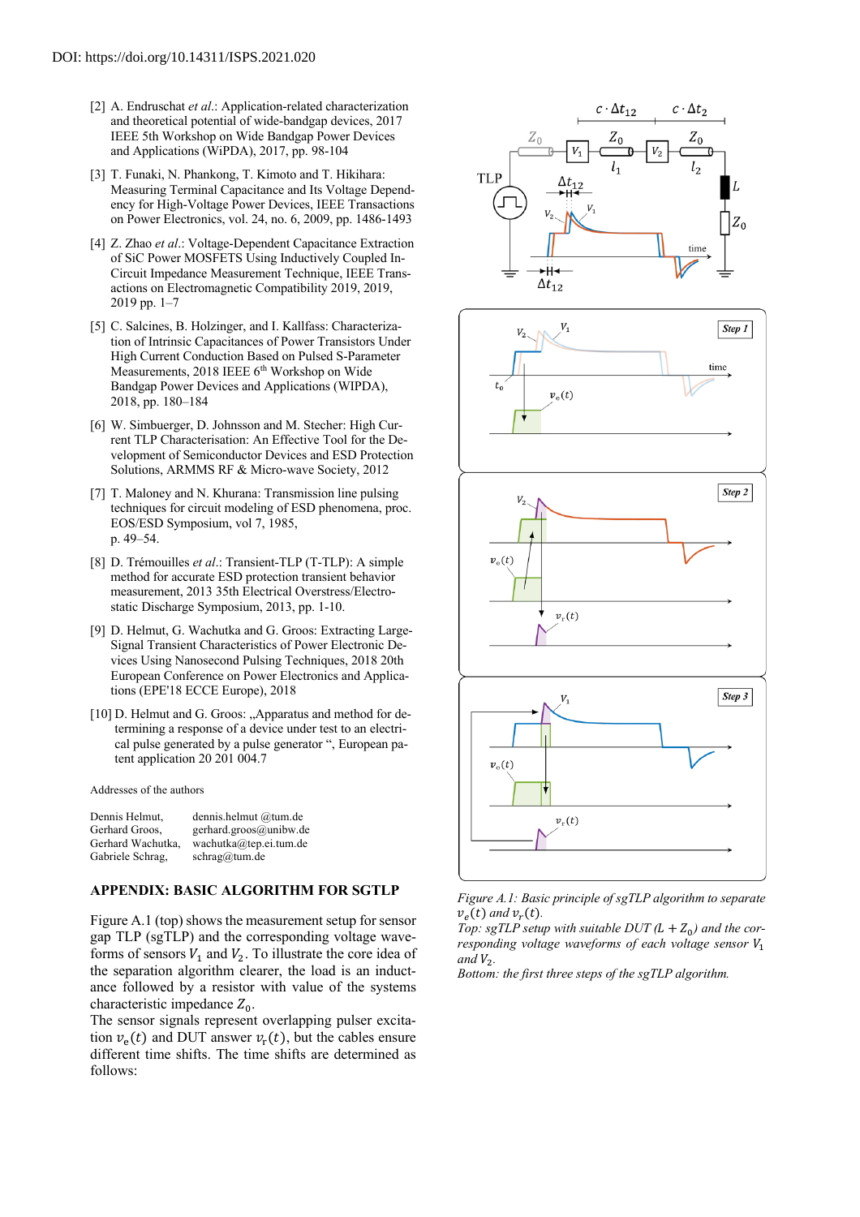DOI: https://doi.org/10.14311/ISPS.2021.020

[2] A. Endruschat *et al.*: Application-related characterization and theoretical potential of wide-bandgap devices, 2017 IEEE 5th Workshop on Wide Bandgap Power Devices and Applications (WiPDA), 2017, pp. 98-104

[3] T. Funaki, N. Phankong, T. Kimoto and T. Hikihara: Measuring Terminal Capacitance and Its Voltage Dependency for High-Voltage Power Devices, IEEE Transactions on Power Electronics, vol. 24, no. 6, 2009, pp. 1486-1493

[4] Z. Zhao *et al.*: Voltage-Dependent Capacitance Extraction of SiC Power MOSFETs Using Inductively Coupled In-Circuit Impedance Measurement Technique, IEEE Transactions on Electromagnetic Compatibility 2019, 2019, 2019 pp. 1–7

[5] C. Salcines, B. Holzinger, and I. Kallfass: Characterization of Intrinsic Capacitances of Power Transistors Under High Current Conduction Based on Pulsed S-Parameter Measurements, 2018 IEEE 6th Workshop on Wide Bandgap Power Devices and Applications (WIPDA), 2018, pp. 180–184

[6] W. Simbuerger, D. Johnsson and M. Stecher: High Current TLP Characterisation: An Effective Tool for the Development of Semiconductor Devices and ESD Protection Solutions, ARMMS RF & Micro-wave Society, 2012

[7] T. Maloney and N. Khurana: Transmission line pulsing techniques for circuit modeling of ESD phenomena, proc. EOS/ESD Symposium, vol 7, 1985, p. 49–54.

[8] D. Trémouilles *et al.*: Transient-TLP (T-TLP): A simple method for accurate ESD protection transient behavior measurement, 2013 35th Electrical Overstress/Electrostatic Discharge Symposium, 2013, pp. 1-10.

[9] D. Helmut, G. Wachutka and G. Groos: Extracting Large-Signal Transient Characteristics of Power Electronic Devices Using Nanosecond Pulsing Techniques, 2018 20th European Conference on Power Electronics and Applications (EPE'18 ECCE Europe), 2018

[10] D. Helmut and G. Groos: „Apparatus and method for determining a response of a device under test to an electrical pulse generated by a pulse generator “, European patent application 20 201 004.7

Addresses of the authors

| | |
|---|---|
| Dennis Helmut, | dennis.helmut @tum.de |
| Gerhard Groos, | gerhard.groos@unibw.de |
| Gerhard Wachutka, | wachutka@tep.ei.tum.de |
| Gabriele Schrag, | schrag@tum.de |

## APPENDIX: BASIC ALGORITHM FOR SGTLP

Figure A.1 (top) shows the measurement setup for sensor gap TLP (sgTLP) and the corresponding voltage waveforms of sensors $V_1$ and $V_2$. To illustrate the core idea of the separation algorithm clearer, the load is an inductance followed by a resistor with value of the systems characteristic impedance $Z_0$.

The sensor signals represent overlapping pulser excitation $v_e(t)$ and DUT answer $v_r(t)$, but the cables ensure different time shifts. The time shifts are determined as follows:

*Figure A.1: Basic principle of sgTLP algorithm to separate $v_e(t)$ and $v_r(t)$.*
*Top: sgTLP setup with suitable DUT ($L + Z_0$) and the corresponding voltage waveforms of each voltage sensor $V_1$ and $V_2$.*
*Bottom: the first three steps of the sgTLP algorithm.*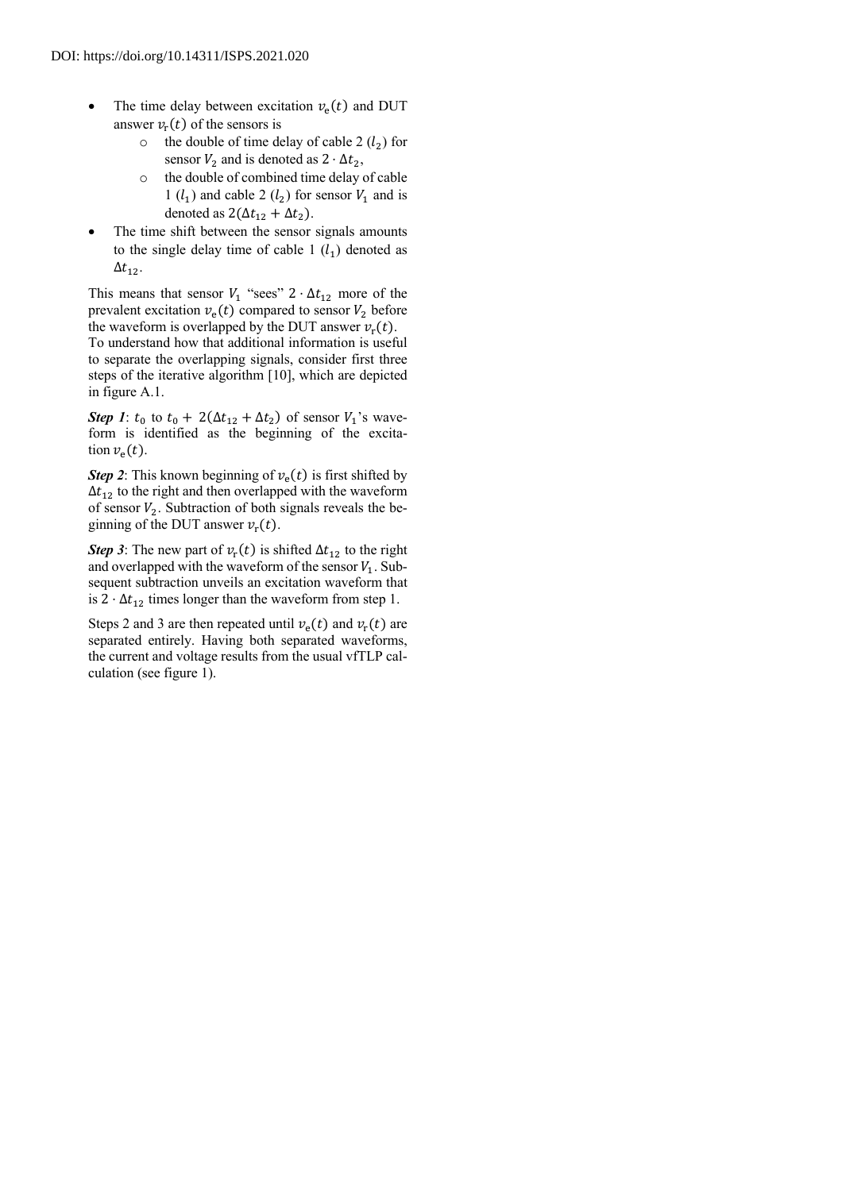- The time delay between excitation $v_{\mathrm{e}}(t)$ and DUT answer $v_{\mathrm{r}}(t)$ of the sensors is
  - the double of time delay of cable 2 ($l_2$) for sensor $V_2$ and is denoted as $2 \cdot \Delta t_2$,
  - the double of combined time delay of cable 1 ($l_1$) and cable 2 ($l_2$) for sensor $V_1$ and is denoted as $2(\Delta t_{12} + \Delta t_2)$.
- The time shift between the sensor signals amounts to the single delay time of cable 1 ($l_1$) denoted as $\Delta t_{12}$.

This means that sensor $V_1$ "sees" $2 \cdot \Delta t_{12}$ more of the prevalent excitation $v_{\mathrm{e}}(t)$ compared to sensor $V_2$ before the waveform is overlapped by the DUT answer $v_{\mathrm{r}}(t)$. To understand how that additional information is useful to separate the overlapping signals, consider first three steps of the iterative algorithm [10], which are depicted in figure A.1.

***Step 1***: $t_0$ to $t_0 + 2(\Delta t_{12} + \Delta t_2)$ of sensor $V_1$'s waveform is identified as the beginning of the excitation $v_{\mathrm{e}}(t)$.

***Step 2***: This known beginning of $v_{\mathrm{e}}(t)$ is first shifted by $\Delta t_{12}$ to the right and then overlapped with the waveform of sensor $V_2$. Subtraction of both signals reveals the beginning of the DUT answer $v_{\mathrm{r}}(t)$.

***Step 3***: The new part of $v_{\mathrm{r}}(t)$ is shifted $\Delta t_{12}$ to the right and overlapped with the waveform of the sensor $V_1$. Subsequent subtraction unveils an excitation waveform that is $2 \cdot \Delta t_{12}$ times longer than the waveform from step 1.

Steps 2 and 3 are then repeated until $v_{\mathrm{e}}(t)$ and $v_{\mathrm{r}}(t)$ are separated entirely. Having both separated waveforms, the current and voltage results from the usual vfTLP calculation (see figure 1).